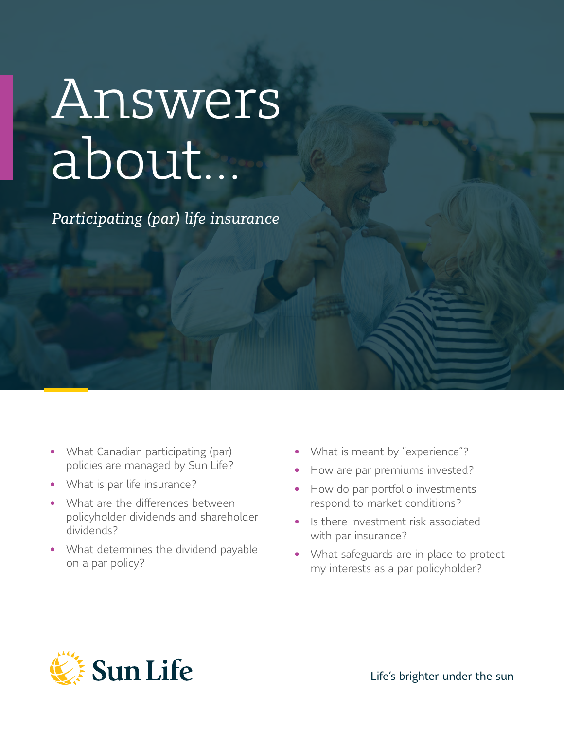# Answers about...

*Participating (par) life insurance*

- What Canadian participating (par) policies are managed by Sun Life?
- What is par life insurance?
- What are the differences between policyholder dividends and shareholder dividends?
- What determines the dividend payable on a par policy?
- What is meant by "experience"?
- How are par premiums invested?
- How do par portfolio investments respond to market conditions?
- Is there investment risk associated with par insurance?
- What safeguards are in place to protect my interests as a par policyholder?

Sun Life

Life's brighter under the sun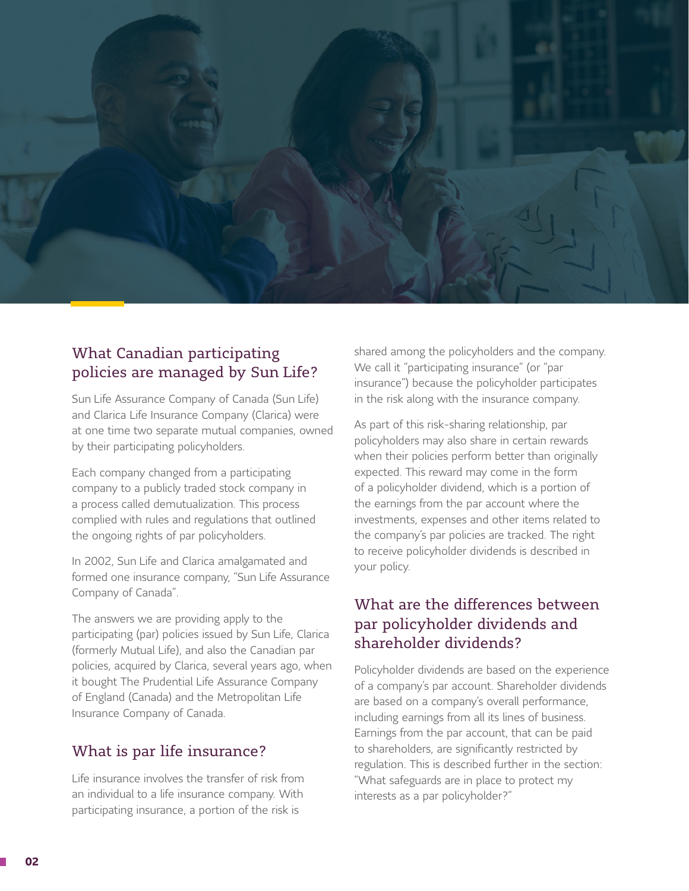## What Canadian participating policies are managed by Sun Life?

Sun Life Assurance Company of Canada (Sun Life) and Clarica Life Insurance Company (Clarica) were at one time two separate mutual companies, owned by their participating policyholders.

Each company changed from a participating company to a publicly traded stock company in a process called demutualization. This process complied with rules and regulations that outlined the ongoing rights of par policyholders.

In 2002, Sun Life and Clarica amalgamated and formed one insurance company, "Sun Life Assurance Company of Canada".

The answers we are providing apply to the participating (par) policies issued by Sun Life, Clarica (formerly Mutual Life), and also the Canadian par policies, acquired by Clarica, several years ago, when it bought The Prudential Life Assurance Company of England (Canada) and the Metropolitan Life Insurance Company of Canada.

## What is par life insurance?

Life insurance involves the transfer of risk from an individual to a life insurance company. With participating insurance, a portion of the risk is shared among the policyholders and the company. We call it "participating insurance" (or "par insurance") because the policyholder participates in the risk along with the insurance company.

As part of this risk-sharing relationship, par policyholders may also share in certain rewards when their policies perform better than originally expected. This reward may come in the form of a policyholder dividend, which is a portion of the earnings from the par account where the investments, expenses and other items related to the company's par policies are tracked. The right to receive policyholder dividends is described in your policy.

## What are the differences between par policyholder dividends and shareholder dividends?

Policyholder dividends are based on the experience of a company's par account. Shareholder dividends are based on a company's overall performance, including earnings from all its lines of business. Earnings from the par account, that can be paid to shareholders, are significantly restricted by regulation. This is described further in the section: "What safeguards are in place to protect my interests as a par policyholder?"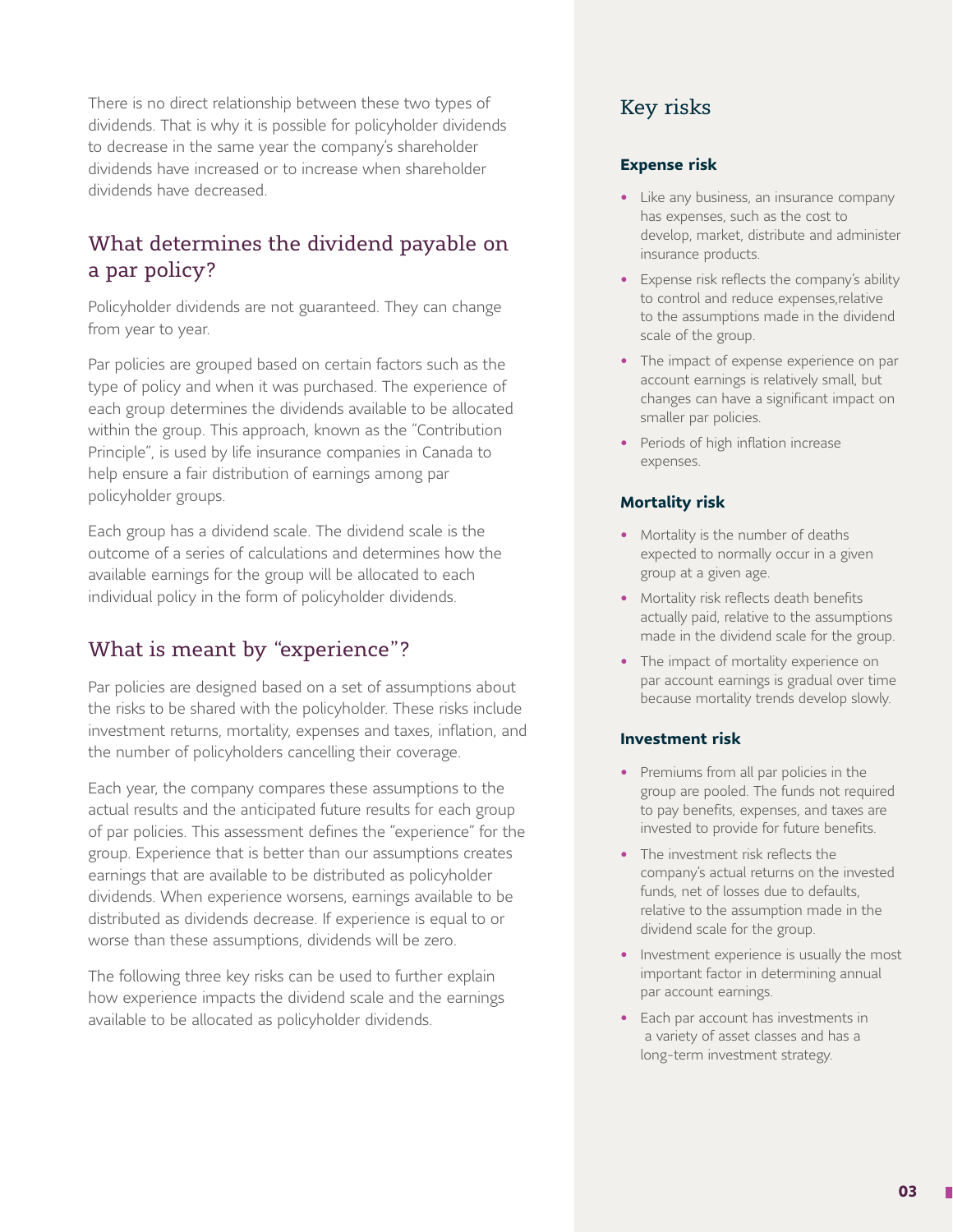There is no direct relationship between these two types of dividends. That is why it is possible for policyholder dividends to decrease in the same year the company's shareholder dividends have increased or to increase when shareholder dividends have decreased.

## What determines the dividend payable on a par policy?

Policyholder dividends are not guaranteed. They can change from year to year.

Par policies are grouped based on certain factors such as the type of policy and when it was purchased. The experience of each group determines the dividends available to be allocated within the group. This approach, known as the "Contribution Principle", is used by life insurance companies in Canada to help ensure a fair distribution of earnings among par policyholder groups.

Each group has a dividend scale. The dividend scale is the outcome of a series of calculations and determines how the available earnings for the group will be allocated to each individual policy in the form of policyholder dividends.

## What is meant by "experience"?

Par policies are designed based on a set of assumptions about the risks to be shared with the policyholder. These risks include investment returns, mortality, expenses and taxes, inflation, and the number of policyholders cancelling their coverage.

Each year, the company compares these assumptions to the actual results and the anticipated future results for each group of par policies. This assessment defines the "experience" for the group. Experience that is better than our assumptions creates earnings that are available to be distributed as policyholder dividends. When experience worsens, earnings available to be distributed as dividends decrease. If experience is equal to or worse than these assumptions, dividends will be zero.

The following three key risks can be used to further explain how experience impacts the dividend scale and the earnings available to be allocated as policyholder dividends.

## Key risks

### Expense risk

- Like any business, an insurance company has expenses, such as the cost to develop, market, distribute and administer insurance products.
- Expense risk reflects the company's ability to control and reduce expenses,relative to the assumptions made in the dividend scale of the group.
- The impact of expense experience on par account earnings is relatively small, but changes can have a significant impact on smaller par policies.
- Periods of high inflation increase expenses.

### Mortality risk

- Mortality is the number of deaths expected to normally occur in a given group at a given age.
- Mortality risk reflects death benefits actually paid, relative to the assumptions made in the dividend scale for the group.
- The impact of mortality experience on par account earnings is gradual over time because mortality trends develop slowly.

### Investment risk

- Premiums from all par policies in the group are pooled. The funds not required to pay benefits, expenses, and taxes are invested to provide for future benefits.
- The investment risk reflects the company's actual returns on the invested funds, net of losses due to defaults, relative to the assumption made in the dividend scale for the group.
- Investment experience is usually the most important factor in determining annual par account earnings.
- Each par account has investments in a variety of asset classes and has a long-term investment strategy.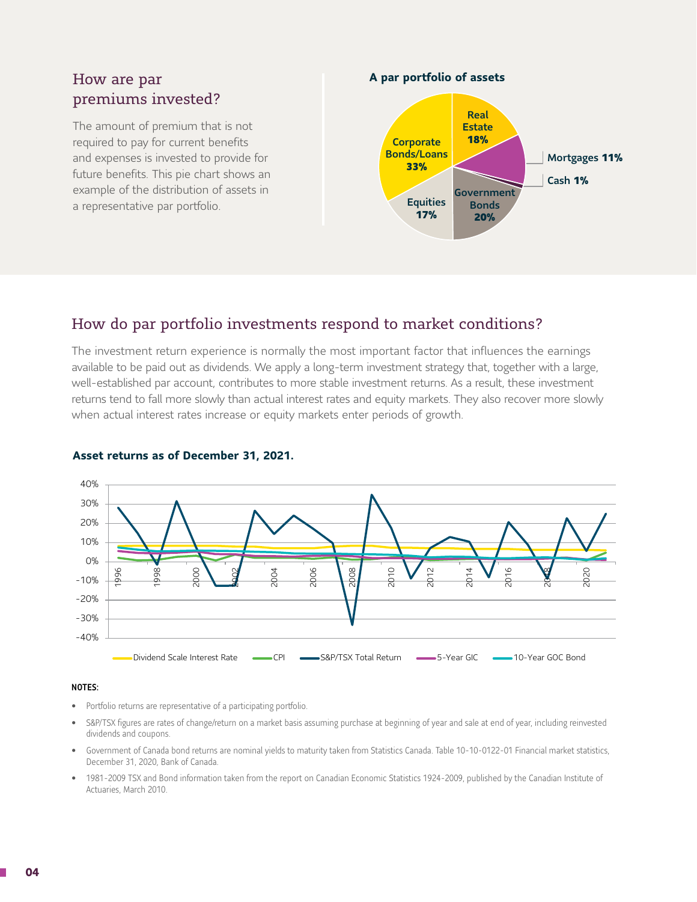## How are par premiums invested?

The amount of premium that is not required to pay for current benefits and expenses is invested to provide for future benefits. This pie chart shows an example of the distribution of assets in a representative par portfolio.

**A par portfolio of assets**

| Asset | Share |
|---|---|
| Real Estate | 18% |
| Mortgages | 11% |
| Cash | 1% |
| Government Bonds | 20% |
| Equities | 17% |
| Corporate Bonds/Loans | 33% |

## How do par portfolio investments respond to market conditions?

The investment return experience is normally the most important factor that influences the earnings available to be paid out as dividends. We apply a long-term investment strategy that, together with a large, well-established par account, contributes to more stable investment returns. As a result, these investment returns tend to fall more slowly than actual interest rates and equity markets. They also recover more slowly when actual interest rates increase or equity markets enter periods of growth.

**Asset returns as of December 31, 2021.**

Legend: Dividend Scale Interest Rate, CPI, S&P/TSX Total Return, 5-Year GIC, 10-Year GOC Bond

**NOTES:**

- Portfolio returns are representative of a participating portfolio.
- S&P/TSX figures are rates of change/return on a market basis assuming purchase at beginning of year and sale at end of year, including reinvested dividends and coupons.
- Government of Canada bond returns are nominal yields to maturity taken from Statistics Canada. Table 10-10-0122-01 Financial market statistics, December 31, 2020, Bank of Canada.
- 1981-2009 TSX and Bond information taken from the report on Canadian Economic Statistics 1924-2009, published by the Canadian Institute of Actuaries, March 2010.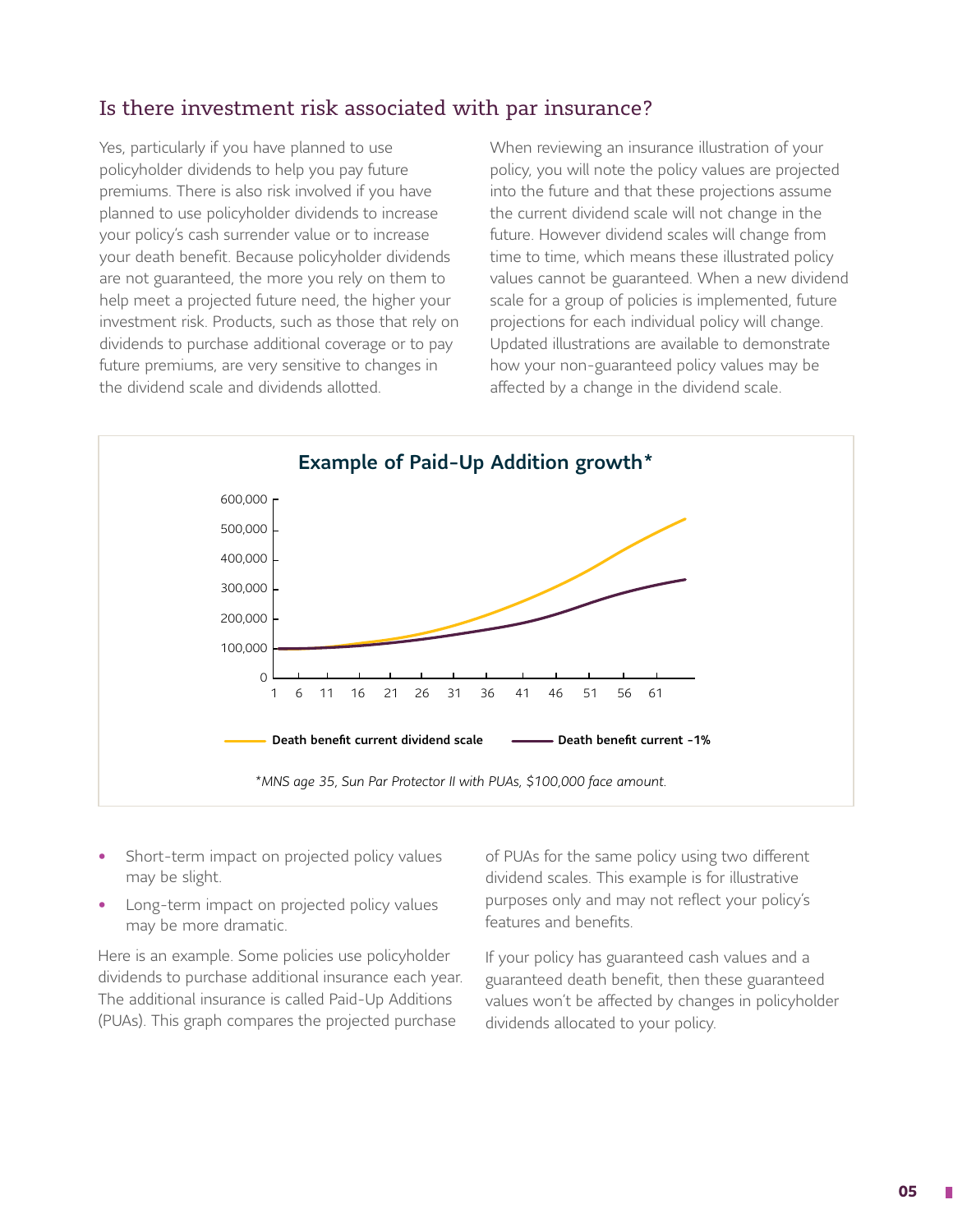## Is there investment risk associated with par insurance?

Yes, particularly if you have planned to use policyholder dividends to help you pay future premiums. There is also risk involved if you have planned to use policyholder dividends to increase your policy's cash surrender value or to increase your death benefit. Because policyholder dividends are not guaranteed, the more you rely on them to help meet a projected future need, the higher your investment risk. Products, such as those that rely on dividends to purchase additional coverage or to pay future premiums, are very sensitive to changes in the dividend scale and dividends allotted.

When reviewing an insurance illustration of your policy, you will note the policy values are projected into the future and that these projections assume the current dividend scale will not change in the future. However dividend scales will change from time to time, which means these illustrated policy values cannot be guaranteed. When a new dividend scale for a group of policies is implemented, future projections for each individual policy will change. Updated illustrations are available to demonstrate how your non-guaranteed policy values may be affected by a change in the dividend scale.

**Example of Paid-Up Addition growth***

Death benefit current dividend scale | Death benefit current -1%

*\*MNS age 35, Sun Par Protector II with PUAs, $100,000 face amount.*

- Short-term impact on projected policy values may be slight.
- Long-term impact on projected policy values may be more dramatic.

Here is an example. Some policies use policyholder dividends to purchase additional insurance each year. The additional insurance is called Paid-Up Additions (PUAs). This graph compares the projected purchase of PUAs for the same policy using two different dividend scales. This example is for illustrative purposes only and may not reflect your policy's features and benefits.

If your policy has guaranteed cash values and a guaranteed death benefit, then these guaranteed values won't be affected by changes in policyholder dividends allocated to your policy.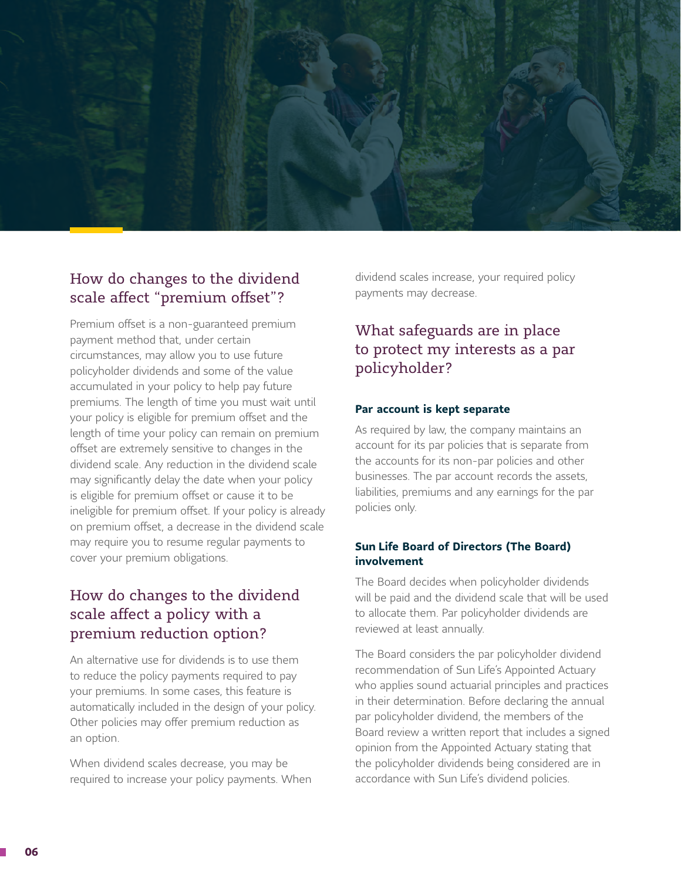## How do changes to the dividend scale affect "premium offset"?

Premium offset is a non-guaranteed premium payment method that, under certain circumstances, may allow you to use future policyholder dividends and some of the value accumulated in your policy to help pay future premiums. The length of time you must wait until your policy is eligible for premium offset and the length of time your policy can remain on premium offset are extremely sensitive to changes in the dividend scale. Any reduction in the dividend scale may significantly delay the date when your policy is eligible for premium offset or cause it to be ineligible for premium offset. If your policy is already on premium offset, a decrease in the dividend scale may require you to resume regular payments to cover your premium obligations.

## How do changes to the dividend scale affect a policy with a premium reduction option?

An alternative use for dividends is to use them to reduce the policy payments required to pay your premiums. In some cases, this feature is automatically included in the design of your policy. Other policies may offer premium reduction as an option.

When dividend scales decrease, you may be required to increase your policy payments. When dividend scales increase, your required policy payments may decrease.

## What safeguards are in place to protect my interests as a par policyholder?

**Par account is kept separate**

As required by law, the company maintains an account for its par policies that is separate from the accounts for its non-par policies and other businesses. The par account records the assets, liabilities, premiums and any earnings for the par policies only.

**Sun Life Board of Directors (The Board) involvement**

The Board decides when policyholder dividends will be paid and the dividend scale that will be used to allocate them. Par policyholder dividends are reviewed at least annually.

The Board considers the par policyholder dividend recommendation of Sun Life's Appointed Actuary who applies sound actuarial principles and practices in their determination. Before declaring the annual par policyholder dividend, the members of the Board review a written report that includes a signed opinion from the Appointed Actuary stating that the policyholder dividends being considered are in accordance with Sun Life's dividend policies.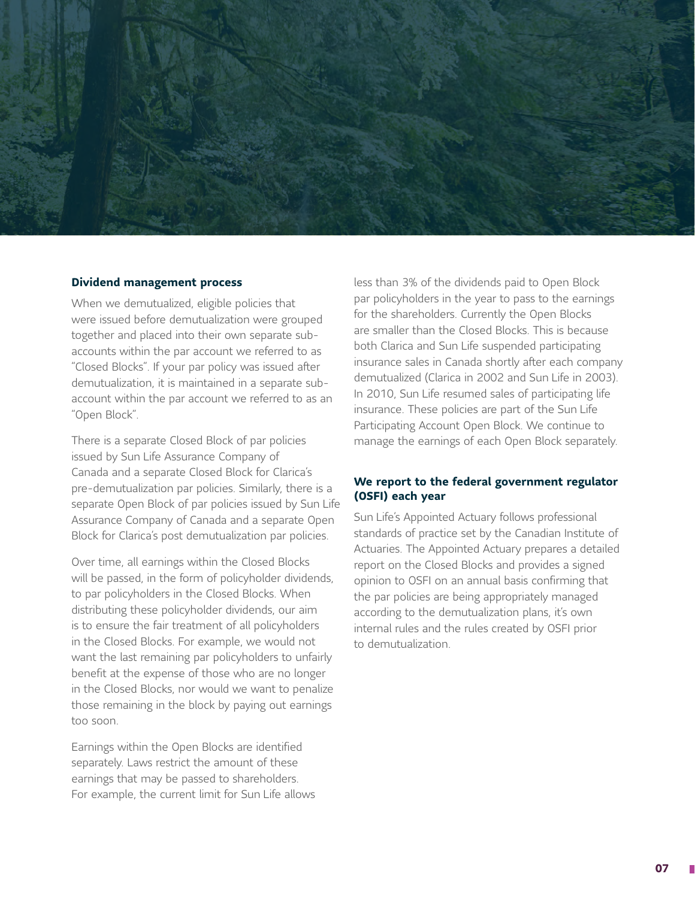## Dividend management process

When we demutualized, eligible policies that were issued before demutualization were grouped together and placed into their own separate sub-accounts within the par account we referred to as "Closed Blocks". If your par policy was issued after demutualization, it is maintained in a separate sub-account within the par account we referred to as an "Open Block".

There is a separate Closed Block of par policies issued by Sun Life Assurance Company of Canada and a separate Closed Block for Clarica's pre-demutualization par policies. Similarly, there is a separate Open Block of par policies issued by Sun Life Assurance Company of Canada and a separate Open Block for Clarica's post demutualization par policies.

Over time, all earnings within the Closed Blocks will be passed, in the form of policyholder dividends, to par policyholders in the Closed Blocks. When distributing these policyholder dividends, our aim is to ensure the fair treatment of all policyholders in the Closed Blocks. For example, we would not want the last remaining par policyholders to unfairly benefit at the expense of those who are no longer in the Closed Blocks, nor would we want to penalize those remaining in the block by paying out earnings too soon.

Earnings within the Open Blocks are identified separately. Laws restrict the amount of these earnings that may be passed to shareholders. For example, the current limit for Sun Life allows less than 3% of the dividends paid to Open Block par policyholders in the year to pass to the earnings for the shareholders. Currently the Open Blocks are smaller than the Closed Blocks. This is because both Clarica and Sun Life suspended participating insurance sales in Canada shortly after each company demutualized (Clarica in 2002 and Sun Life in 2003). In 2010, Sun Life resumed sales of participating life insurance. These policies are part of the Sun Life Participating Account Open Block. We continue to manage the earnings of each Open Block separately.

## We report to the federal government regulator (OSFI) each year

Sun Life's Appointed Actuary follows professional standards of practice set by the Canadian Institute of Actuaries. The Appointed Actuary prepares a detailed report on the Closed Blocks and provides a signed opinion to OSFI on an annual basis confirming that the par policies are being appropriately managed according to the demutualization plans, it's own internal rules and the rules created by OSFI prior to demutualization.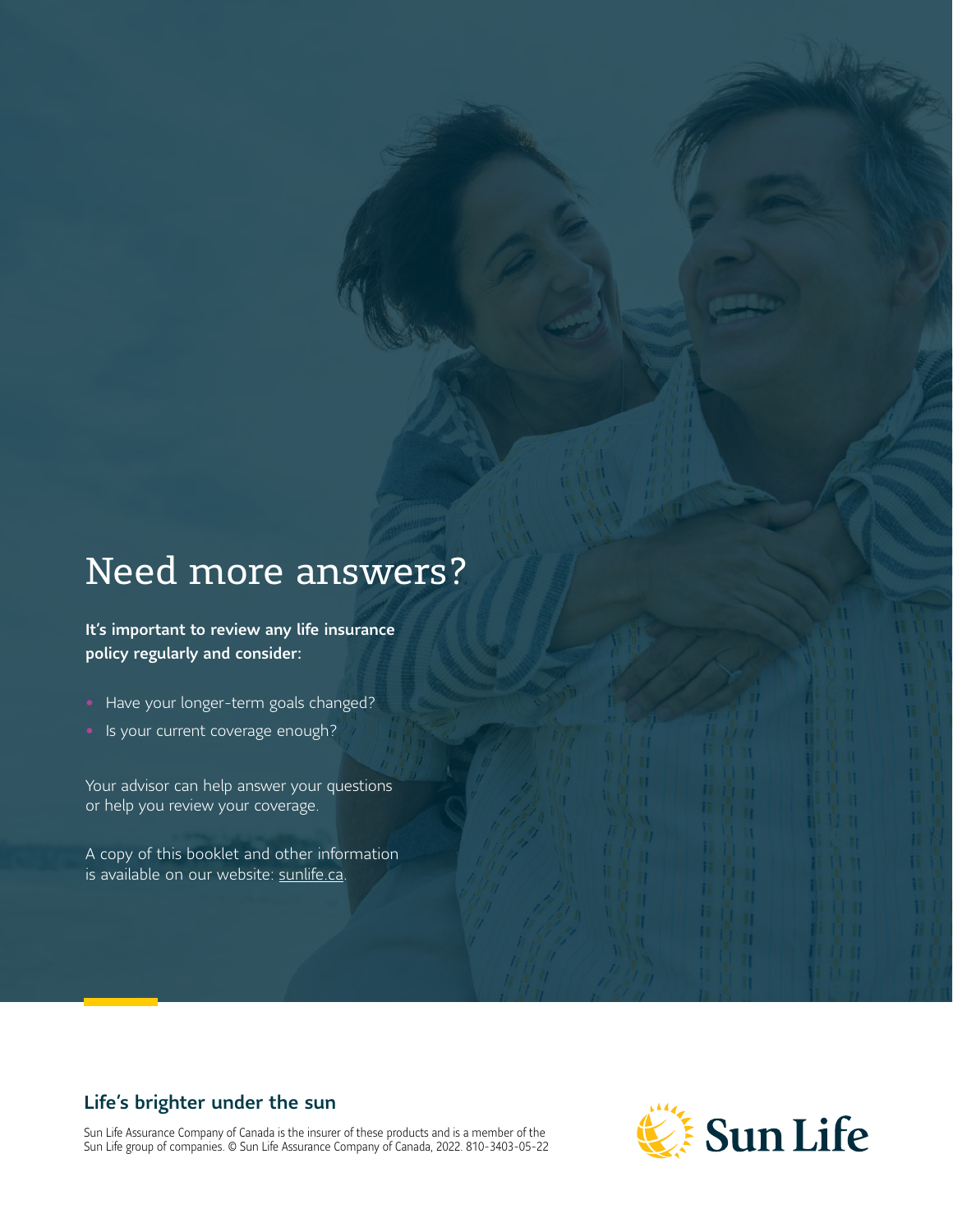# Need more answers?

**It's important to review any life insurance policy regularly and consider:**

- Have your longer-term goals changed?
- Is your current coverage enough?

Your advisor can help answer your questions or help you review your coverage.

A copy of this booklet and other information is available on our website: sunlife.ca.

## Life's brighter under the sun

Sun Life Assurance Company of Canada is the insurer of these products and is a member of the Sun Life group of companies. © Sun Life Assurance Company of Canada, 2022. 810-3403-05-22

Sun Life